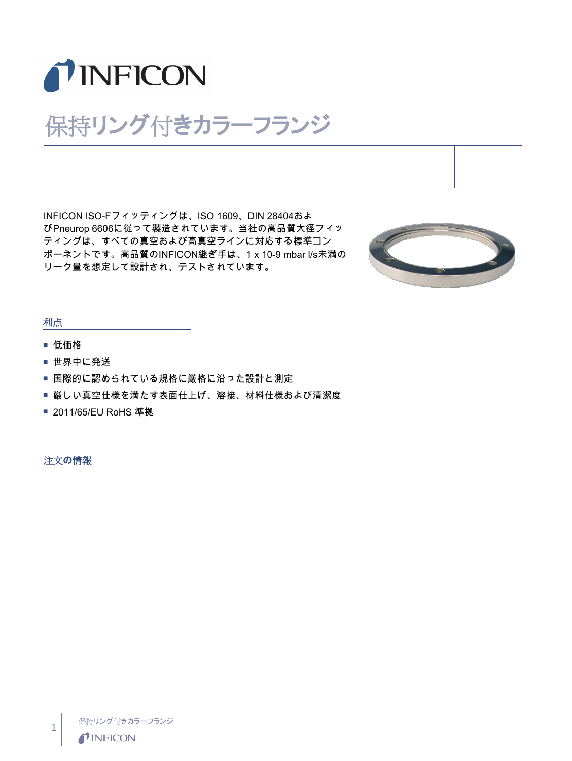# 保持リング付きカラーフランジ

INFICON ISO-Fフィッティングは、ISO 1609、DIN 28404およびPneurop 6606に従って製造されています。当社の高品質大径フィッティングは、すべての真空および高真空ラインに対応する標準コンポーネントです。高品質のINFICON継ぎ手は、1 x 10-9 mbar l/s未満のリーク量を想定して設計され、テストされています。

## 利点

- 低価格
- 世界中に発送
- 国際的に認められている規格に厳格に沿った設計と測定
- 厳しい真空仕様を満たす表面仕上げ、溶接、材料仕様および清潔度
- 2011/65/EU RoHS 準拠

## 注文の情報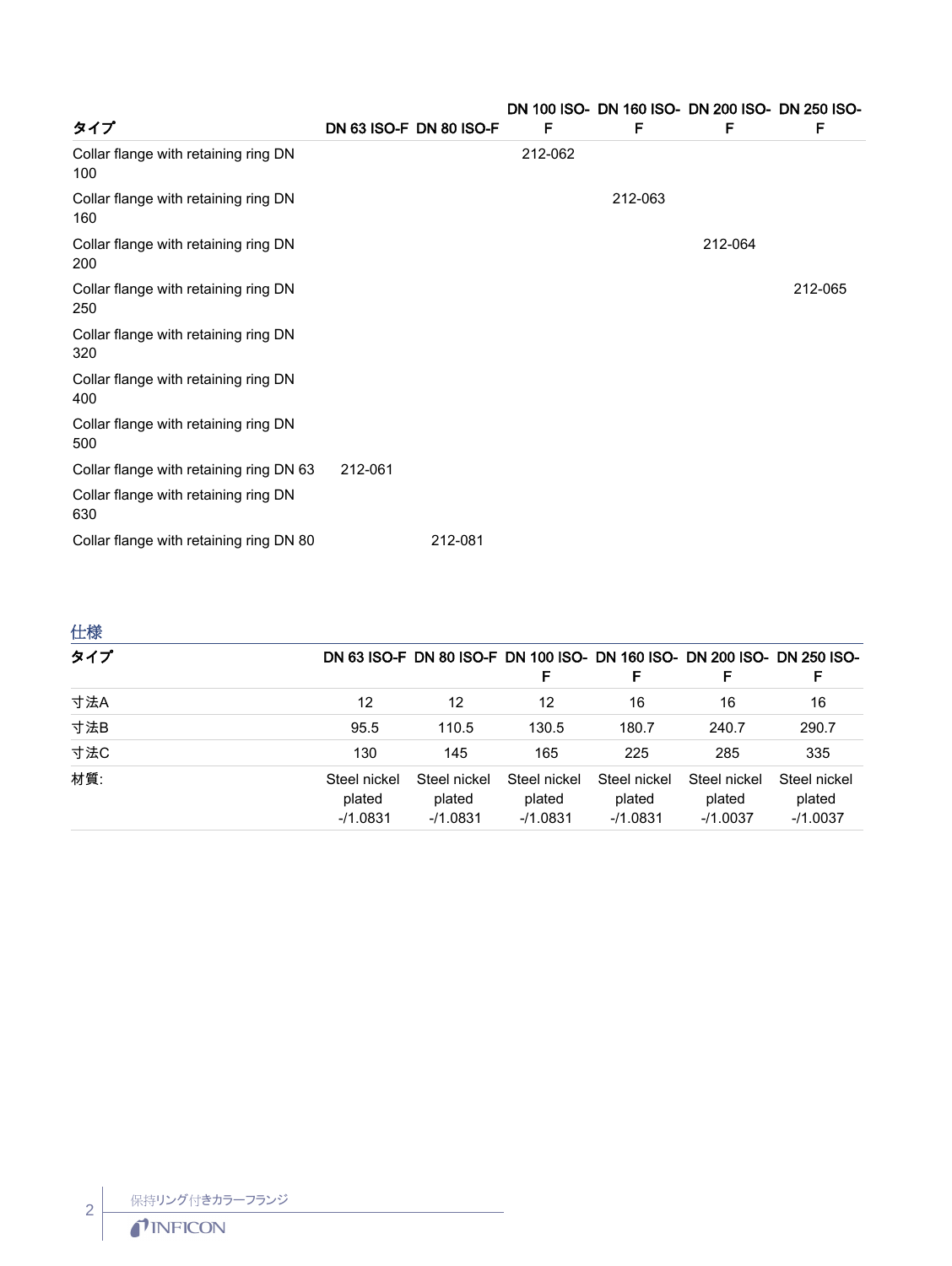| タイプ | DN 63 ISO-F | DN 80 ISO-F | DN 100 ISO-F | DN 160 ISO-F | DN 200 ISO-F | DN 250 ISO-F |
| --- | --- | --- | --- | --- | --- | --- |
| Collar flange with retaining ring DN 100 | | | 212-062 | | | |
| Collar flange with retaining ring DN 160 | | | | 212-063 | | |
| Collar flange with retaining ring DN 200 | | | | | 212-064 | |
| Collar flange with retaining ring DN 250 | | | | | | 212-065 |
| Collar flange with retaining ring DN 320 | | | | | | |
| Collar flange with retaining ring DN 400 | | | | | | |
| Collar flange with retaining ring DN 500 | | | | | | |
| Collar flange with retaining ring DN 63 | 212-061 | | | | | |
| Collar flange with retaining ring DN 630 | | | | | | |
| Collar flange with retaining ring DN 80 | | 212-081 | | | | |

## 仕様

| タイプ | DN 63 ISO-F | DN 80 ISO-F | DN 100 ISO-F | DN 160 ISO-F | DN 200 ISO-F | DN 250 ISO-F |
| --- | --- | --- | --- | --- | --- | --- |
| 寸法A | 12 | 12 | 12 | 16 | 16 | 16 |
| 寸法B | 95.5 | 110.5 | 130.5 | 180.7 | 240.7 | 290.7 |
| 寸法C | 130 | 145 | 165 | 225 | 285 | 335 |
| 材質: | Steel nickel plated -/1.0831 | Steel nickel plated -/1.0831 | Steel nickel plated -/1.0831 | Steel nickel plated -/1.0831 | Steel nickel plated -/1.0037 | Steel nickel plated -/1.0037 |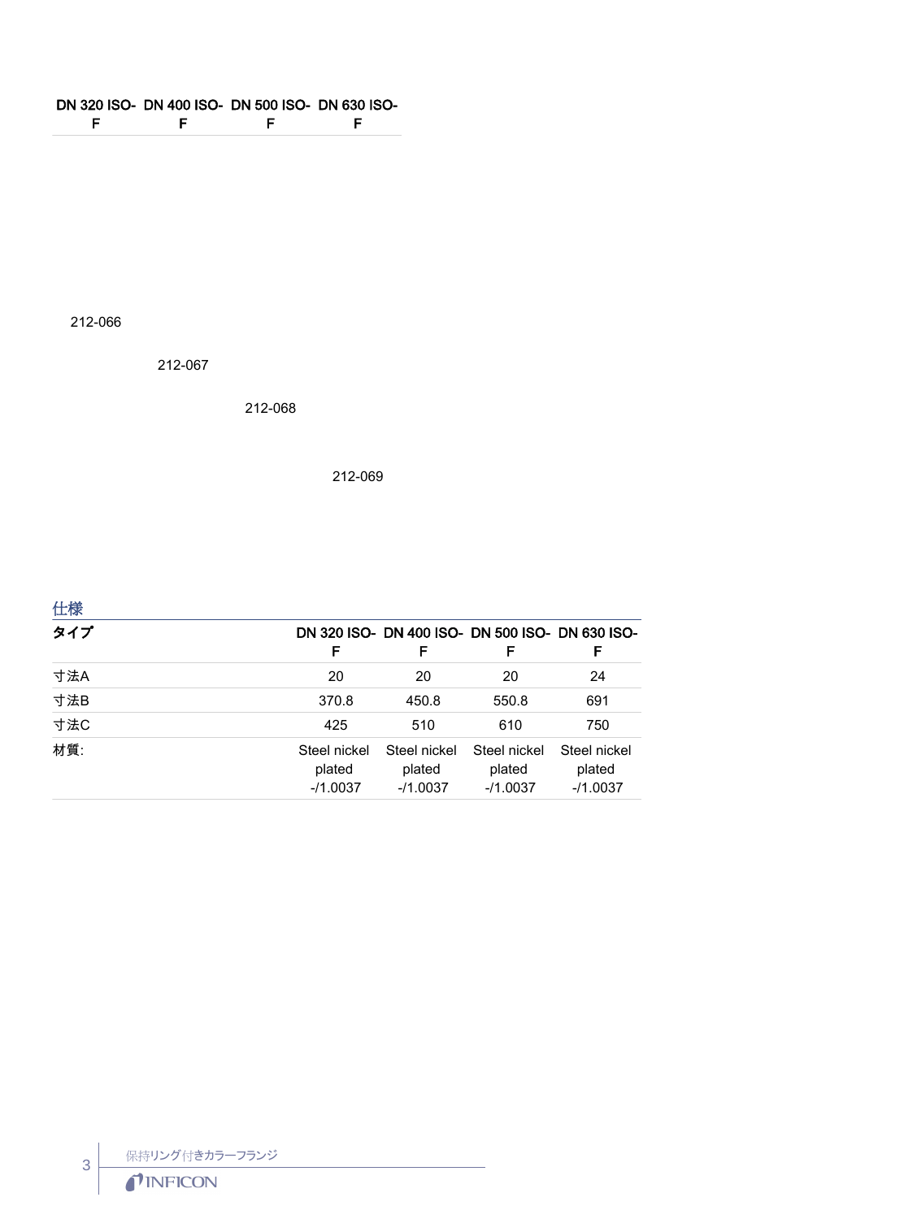| DN 320 ISO-F | DN 400 ISO-F | DN 500 ISO-F | DN 630 ISO-F |
|---|---|---|---|
| 212-066 | | | |
| | 212-067 | | |
| | | 212-068 | |
| | | | 212-069 |

## 仕様

| タイプ | DN 320 ISO-F | DN 400 ISO-F | DN 500 ISO-F | DN 630 ISO-F |
|---|---|---|---|---|
| 寸法A | 20 | 20 | 20 | 24 |
| 寸法B | 370.8 | 450.8 | 550.8 | 691 |
| 寸法C | 425 | 510 | 610 | 750 |
| 材質: | Steel nickel plated -/1.0037 | Steel nickel plated -/1.0037 | Steel nickel plated -/1.0037 | Steel nickel plated -/1.0037 |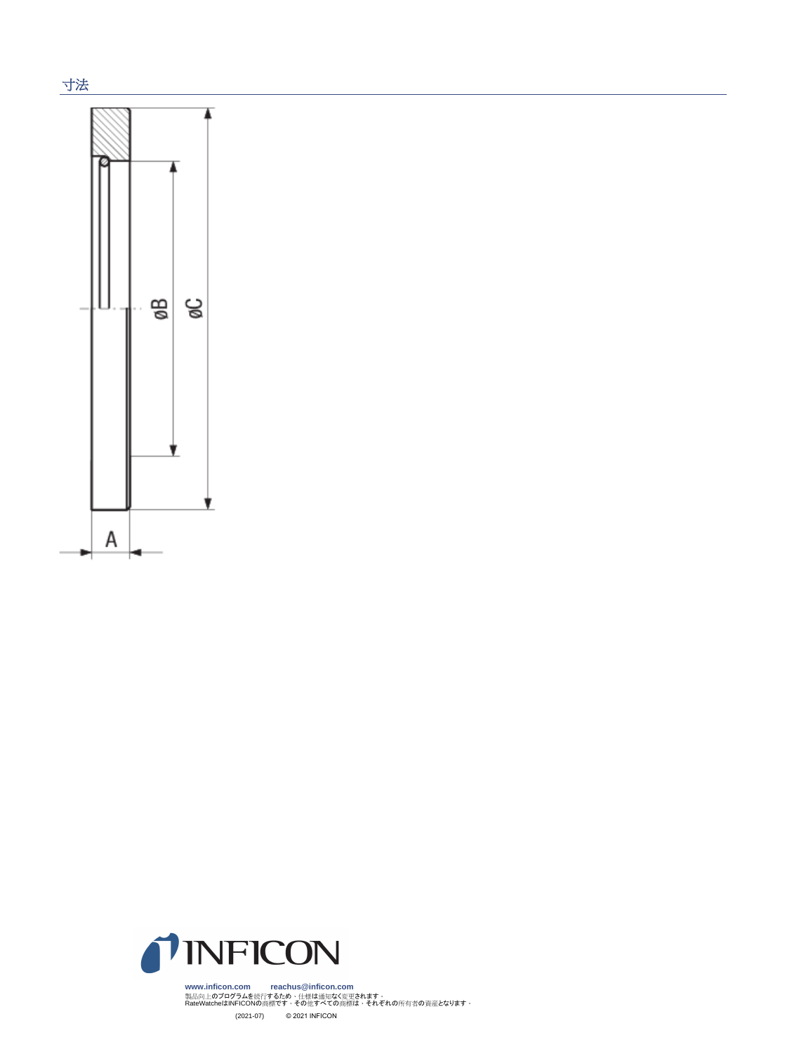## 寸法

øB

øC

A

www.inficon.com reachus@inficon.com

製品向上のプログラムを続行するため、仕様は通知なく変更されます。
RateWatcheはINFICONの商標です。その他すべての商標は、それぞれの所有者の資産となります。

(2021-07) © 2021 INFICON